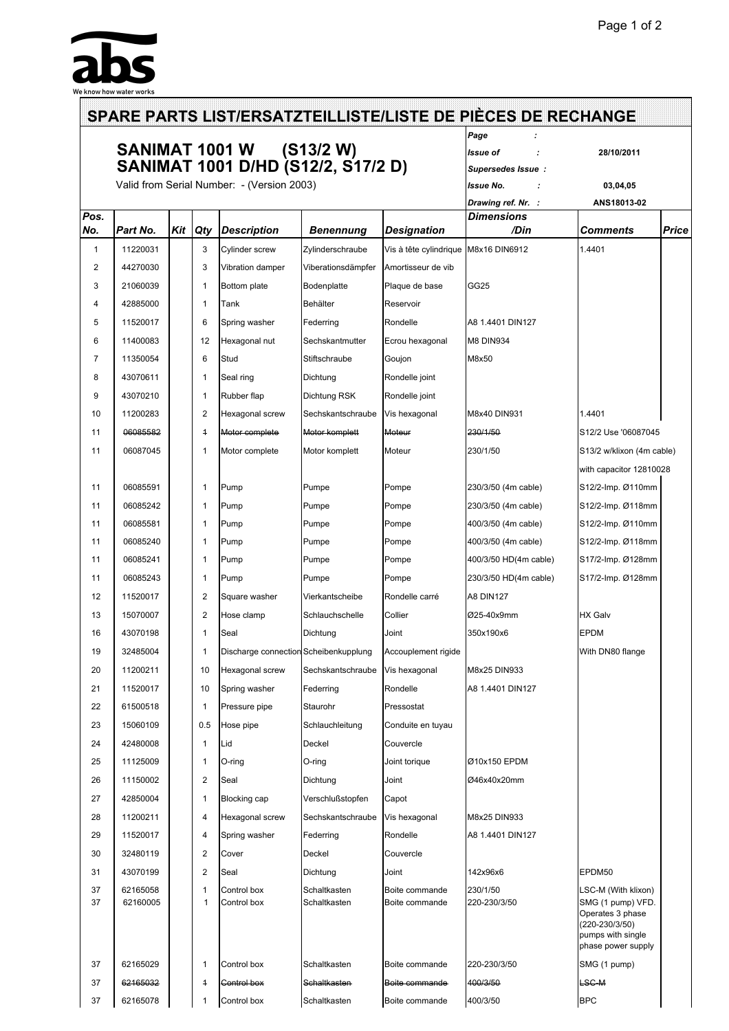abs

We know how water works

# SPARE PARTS LIST/ERSATZTEILLISTE/LISTE DE PIÈCES DE RECHANGE

## SANIMAT 1001 W (S13/2 W)
## SANIMAT 1001 D/HD (S12/2, S17/2 D)

Valid from Serial Number: - (Version 2003)

| | |
|---|---|
| *Page* : | |
| *Issue of* : | 28/10/2011 |
| *Supersedes Issue* : | |
| *Issue No.* : | 03,04,05 |
| *Drawing ref. Nr.* : | ANS18013-02 |

| *Pos. No.* | *Part No.* | *Kit* | *Qty* | *Description* | *Benennung* | *Designation* | *Dimensions /Din* | *Comments* | *Price* |
|---|---|---|---|---|---|---|---|---|---|
| 1 | 11220031 | | 3 | Cylinder screw | Zylinderschraube | Vis à tête cylindrique | M8x16 DIN6912 | 1.4401 | |
| 2 | 44270030 | | 3 | Vibration damper | Viberationsdämpfer | Amortisseur de vib | | | |
| 3 | 21060039 | | 1 | Bottom plate | Bodenplatte | Plaque de base | GG25 | | |
| 4 | 42885000 | | 1 | Tank | Behälter | Reservoir | | | |
| 5 | 11520017 | | 6 | Spring washer | Federring | Rondelle | A8 1.4401 DIN127 | | |
| 6 | 11400083 | | 12 | Hexagonal nut | Sechskantmutter | Ecrou hexagonal | M8 DIN934 | | |
| 7 | 11350054 | | 6 | Stud | Stiftschraube | Goujon | M8x50 | | |
| 8 | 43070611 | | 1 | Seal ring | Dichtung | Rondelle joint | | | |
| 9 | 43070210 | | 1 | Rubber flap | Dichtung RSK | Rondelle joint | | | |
| 10 | 11200283 | | 2 | Hexagonal screw | Sechskantschraube | Vis hexagonal | M8x40 DIN931 | 1.4401 | |
| 11 | ~~06085582~~ | | ~~1~~ | ~~Motor complete~~ | ~~Motor komplett~~ | ~~Moteur~~ | ~~230/1/50~~ | S12/2 Use '06087045 | |
| 11 | 06087045 | | 1 | Motor complete | Motor komplett | Moteur | 230/1/50 | S13/2 w/klixon (4m cable) with capacitor 12810028 | |
| 11 | 06085591 | | 1 | Pump | Pumpe | Pompe | 230/3/50 (4m cable) | S12/2-Imp. Ø110mm | |
| 11 | 06085242 | | 1 | Pump | Pumpe | Pompe | 230/3/50 (4m cable) | S12/2-Imp. Ø118mm | |
| 11 | 06085581 | | 1 | Pump | Pumpe | Pompe | 400/3/50 (4m cable) | S12/2-Imp. Ø110mm | |
| 11 | 06085240 | | 1 | Pump | Pumpe | Pompe | 400/3/50 (4m cable) | S12/2-Imp. Ø118mm | |
| 11 | 06085241 | | 1 | Pump | Pumpe | Pompe | 400/3/50 HD(4m cable) | S17/2-Imp. Ø128mm | |
| 11 | 06085243 | | 1 | Pump | Pumpe | Pompe | 230/3/50 HD(4m cable) | S17/2-Imp. Ø128mm | |
| 12 | 11520017 | | 2 | Square washer | Vierkantscheibe | Rondelle carré | A8 DIN127 | | |
| 13 | 15070007 | | 2 | Hose clamp | Schlauchschelle | Collier | Ø25-40x9mm | HX Galv | |
| 16 | 43070198 | | 1 | Seal | Dichtung | Joint | 350x190x6 | EPDM | |
| 19 | 32485004 | | 1 | Discharge connection | Scheibenkupplung | Accouplement rigide | | With DN80 flange | |
| 20 | 11200211 | | 10 | Hexagonal screw | Sechskantschraube | Vis hexagonal | M8x25 DIN933 | | |
| 21 | 11520017 | | 10 | Spring washer | Federring | Rondelle | A8 1.4401 DIN127 | | |
| 22 | 61500518 | | 1 | Pressure pipe | Staurohr | Pressostat | | | |
| 23 | 15060109 | | 0.5 | Hose pipe | Schlauchleitung | Conduite en tuyau | | | |
| 24 | 42480008 | | 1 | Lid | Deckel | Couvercle | | | |
| 25 | 11125009 | | 1 | O-ring | O-ring | Joint torique | Ø10x150 EPDM | | |
| 26 | 11150002 | | 2 | Seal | Dichtung | Joint | Ø46x40x20mm | | |
| 27 | 42850004 | | 1 | Blocking cap | Verschlußstopfen | Capot | | | |
| 28 | 11200211 | | 4 | Hexagonal screw | Sechskantschraube | Vis hexagonal | M8x25 DIN933 | | |
| 29 | 11520017 | | 4 | Spring washer | Federring | Rondelle | A8 1.4401 DIN127 | | |
| 30 | 32480119 | | 2 | Cover | Deckel | Couvercle | | | |
| 31 | 43070199 | | 2 | Seal | Dichtung | Joint | 142x96x6 | EPDM50 | |
| 37 | 62165058 | | 1 | Control box | Schaltkasten | Boite commande | 230/1/50 | LSC-M (With klixon) | |
| 37 | 62160005 | | 1 | Control box | Schaltkasten | Boite commande | 220-230/3/50 | SMG (1 pump) VFD. Operates 3 phase (220-230/3/50) pumps with single phase power supply | |
| 37 | 62165029 | | 1 | Control box | Schaltkasten | Boite commande | 220-230/3/50 | SMG (1 pump) | |
| 37 | ~~62165032~~ | | ~~1~~ | ~~Control box~~ | ~~Schaltkasten~~ | ~~Boite commande~~ | ~~400/3/50~~ | ~~LSC-M~~ | |
| 37 | 62165078 | | 1 | Control box | Schaltkasten | Boite commande | 400/3/50 | BPC | |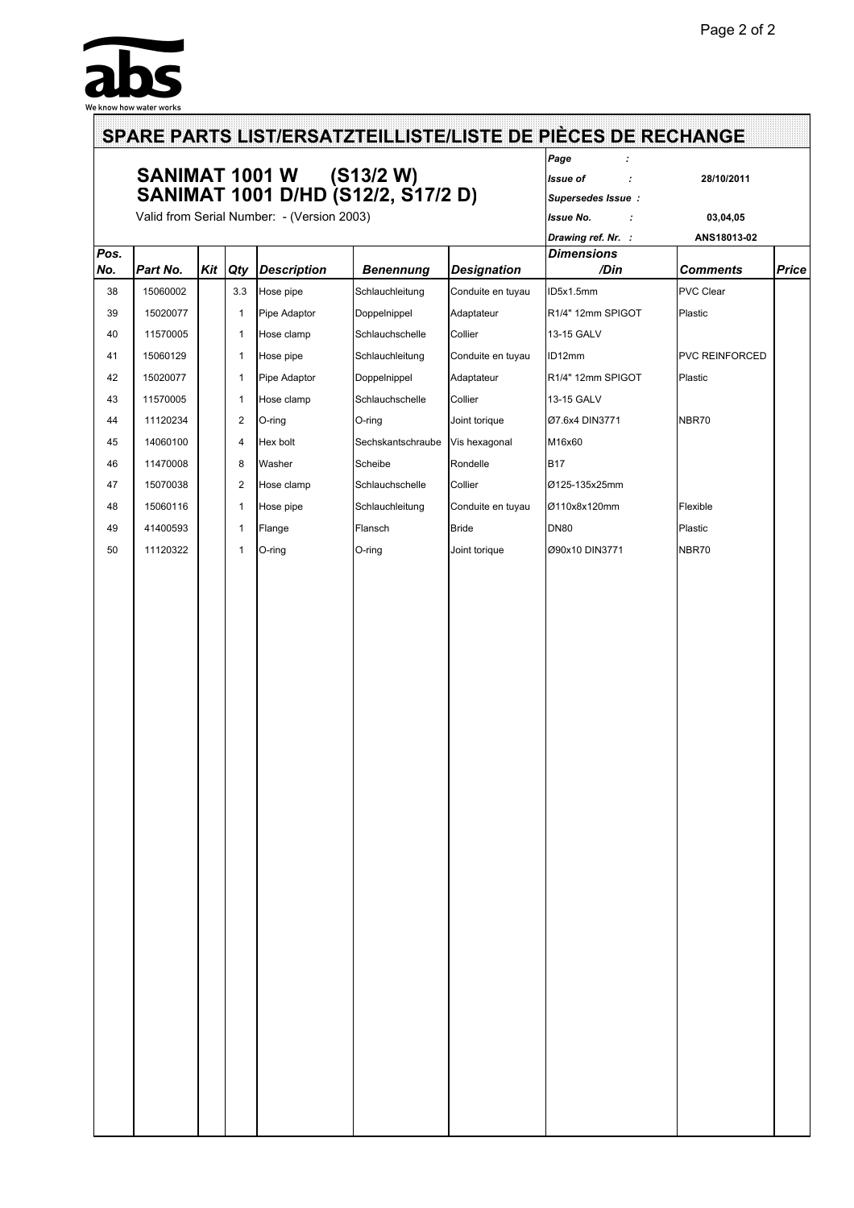abs
We know how water works

# SPARE PARTS LIST/ERSATZTEILLISTE/LISTE DE PIÈCES DE RECHANGE

## SANIMAT 1001 W (S13/2 W)
## SANIMAT 1001 D/HD (S12/2, S17/2 D)

Valid from Serial Number: - (Version 2003)

| | |
|---|---|
| *Page* : | |
| *Issue of* : | 28/10/2011 |
| *Supersedes Issue* : | |
| *Issue No.* : | 03,04,05 |
| *Drawing ref. Nr.* : | ANS18013-02 |

| *Pos. No.* | *Part No.* | *Kit* | *Qty* | *Description* | *Benennung* | *Designation* | *Dimensions /Din* | *Comments* | *Price* |
|---|---|---|---|---|---|---|---|---|---|
| 38 | 15060002 | | 3.3 | Hose pipe | Schlauchleitung | Conduite en tuyau | ID5x1.5mm | PVC Clear | |
| 39 | 15020077 | | 1 | Pipe Adaptor | Doppelnippel | Adaptateur | R1/4" 12mm SPIGOT | Plastic | |
| 40 | 11570005 | | 1 | Hose clamp | Schlauchschelle | Collier | 13-15 GALV | | |
| 41 | 15060129 | | 1 | Hose pipe | Schlauchleitung | Conduite en tuyau | ID12mm | PVC REINFORCED | |
| 42 | 15020077 | | 1 | Pipe Adaptor | Doppelnippel | Adaptateur | R1/4" 12mm SPIGOT | Plastic | |
| 43 | 11570005 | | 1 | Hose clamp | Schlauchschelle | Collier | 13-15 GALV | | |
| 44 | 11120234 | | 2 | O-ring | O-ring | Joint torique | Ø7.6x4 DIN3771 | NBR70 | |
| 45 | 14060100 | | 4 | Hex bolt | Sechskantschraube | Vis hexagonal | M16x60 | | |
| 46 | 11470008 | | 8 | Washer | Scheibe | Rondelle | B17 | | |
| 47 | 15070038 | | 2 | Hose clamp | Schlauchschelle | Collier | Ø125-135x25mm | | |
| 48 | 15060116 | | 1 | Hose pipe | Schlauchleitung | Conduite en tuyau | Ø110x8x120mm | Flexible | |
| 49 | 41400593 | | 1 | Flange | Flansch | Bride | DN80 | Plastic | |
| 50 | 11120322 | | 1 | O-ring | O-ring | Joint torique | Ø90x10 DIN3771 | NBR70 | |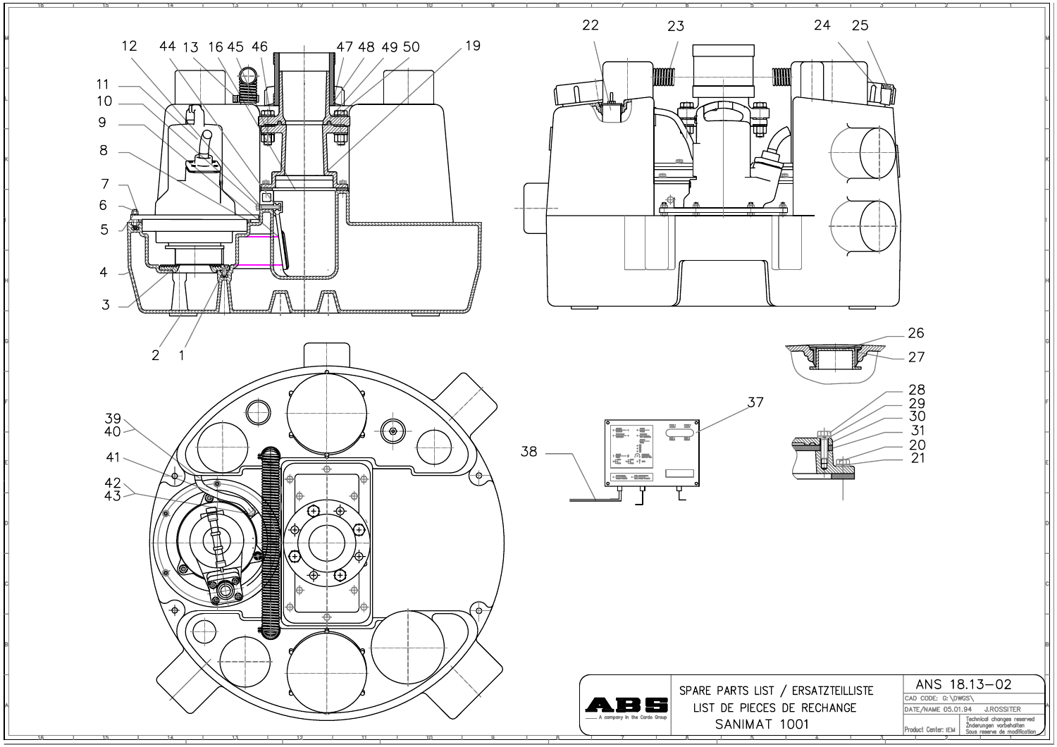SPARE PARTS LIST / ERSATZTEILLISTE

LIST DE PIECES DE RECHANGE

SANIMAT 1001

ABS — A company in the Cardo Group

| | |
|---|---|
| ANS 18.13–02 | |
| CAD CODE: | G:\DWGS\ |
| DATE/NAME | 05.01.94 J.ROSSITER |
| Product Center: IEM | Technical changes reserved / Änderungen vorbehalten / Sous reserve de modification |